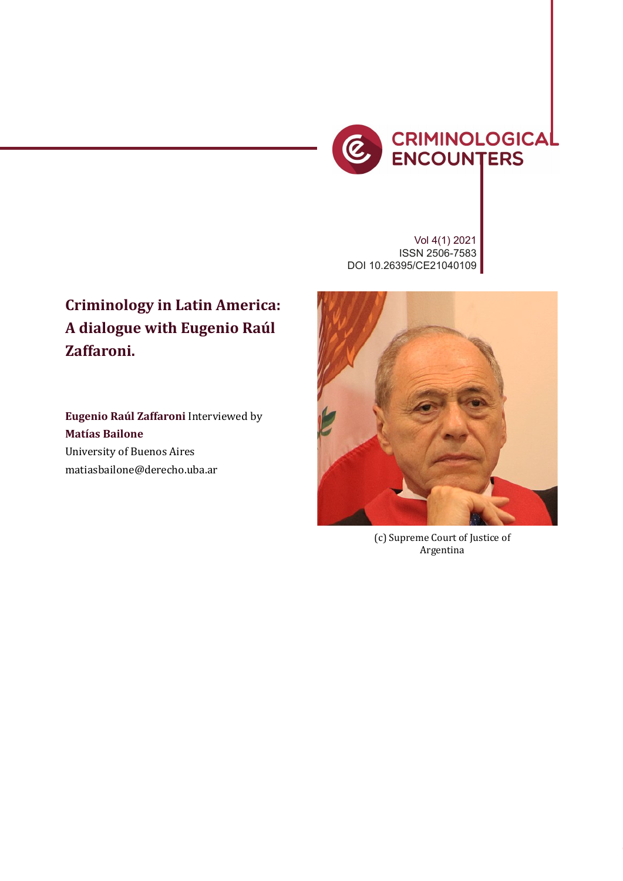CRIMINOLOGICAL ENCOUNTERS

Vol 4(1) 2021
ISSN 2506-7583
DOI 10.26395/CE21040109

# Criminology in Latin America: A dialogue with Eugenio Raúl Zaffaroni.

**Eugenio Raúl Zaffaroni** Interviewed by
**Matías Bailone**
University of Buenos Aires
matiasbailone@derecho.uba.ar

(c) Supreme Court of Justice of Argentina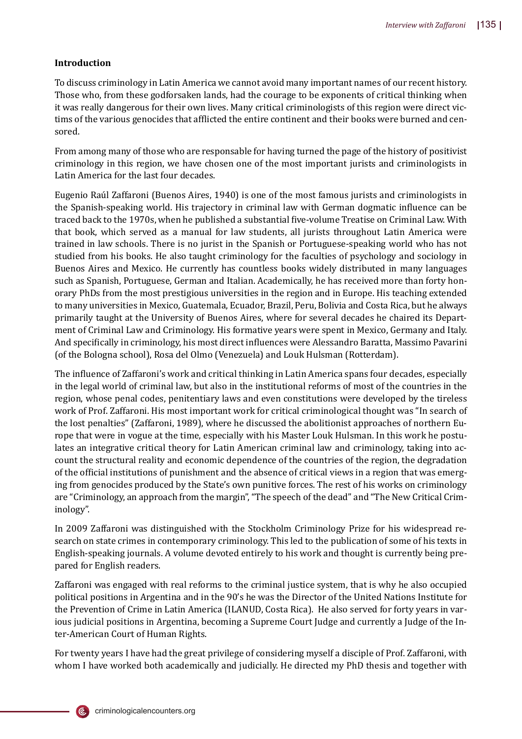**Introduction**

To discuss criminology in Latin America we cannot avoid many important names of our recent history. Those who, from these godforsaken lands, had the courage to be exponents of critical thinking when it was really dangerous for their own lives. Many critical criminologists of this region were direct victims of the various genocides that afflicted the entire continent and their books were burned and censored.

From among many of those who are responsable for having turned the page of the history of positivist criminology in this region, we have chosen one of the most important jurists and criminologists in Latin America for the last four decades.

Eugenio Raúl Zaffaroni (Buenos Aires, 1940) is one of the most famous jurists and criminologists in the Spanish-speaking world. His trajectory in criminal law with German dogmatic influence can be traced back to the 1970s, when he published a substantial five-volume Treatise on Criminal Law. With that book, which served as a manual for law students, all jurists throughout Latin America were trained in law schools. There is no jurist in the Spanish or Portuguese-speaking world who has not studied from his books. He also taught criminology for the faculties of psychology and sociology in Buenos Aires and Mexico. He currently has countless books widely distributed in many languages such as Spanish, Portuguese, German and Italian. Academically, he has received more than forty honorary PhDs from the most prestigious universities in the region and in Europe. His teaching extended to many universities in Mexico, Guatemala, Ecuador, Brazil, Peru, Bolivia and Costa Rica, but he always primarily taught at the University of Buenos Aires, where for several decades he chaired its Department of Criminal Law and Criminology. His formative years were spent in Mexico, Germany and Italy. And specifically in criminology, his most direct influences were Alessandro Baratta, Massimo Pavarini (of the Bologna school), Rosa del Olmo (Venezuela) and Louk Hulsman (Rotterdam).

The influence of Zaffaroni's work and critical thinking in Latin America spans four decades, especially in the legal world of criminal law, but also in the institutional reforms of most of the countries in the region, whose penal codes, penitentiary laws and even constitutions were developed by the tireless work of Prof. Zaffaroni. His most important work for critical criminological thought was "In search of the lost penalties" (Zaffaroni, 1989), where he discussed the abolitionist approaches of northern Europe that were in vogue at the time, especially with his Master Louk Hulsman. In this work he postulates an integrative critical theory for Latin American criminal law and criminology, taking into account the structural reality and economic dependence of the countries of the region, the degradation of the official institutions of punishment and the absence of critical views in a region that was emerging from genocides produced by the State's own punitive forces. The rest of his works on criminology are "Criminology, an approach from the margin", "The speech of the dead" and "The New Critical Criminology".

In 2009 Zaffaroni was distinguished with the Stockholm Criminology Prize for his widespread research on state crimes in contemporary criminology. This led to the publication of some of his texts in English-speaking journals. A volume devoted entirely to his work and thought is currently being prepared for English readers.

Zaffaroni was engaged with real reforms to the criminal justice system, that is why he also occupied political positions in Argentina and in the 90's he was the Director of the United Nations Institute for the Prevention of Crime in Latin America (ILANUD, Costa Rica). He also served for forty years in various judicial positions in Argentina, becoming a Supreme Court Judge and currently a Judge of the Inter-American Court of Human Rights.

For twenty years I have had the great privilege of considering myself a disciple of Prof. Zaffaroni, with whom I have worked both academically and judicially. He directed my PhD thesis and together with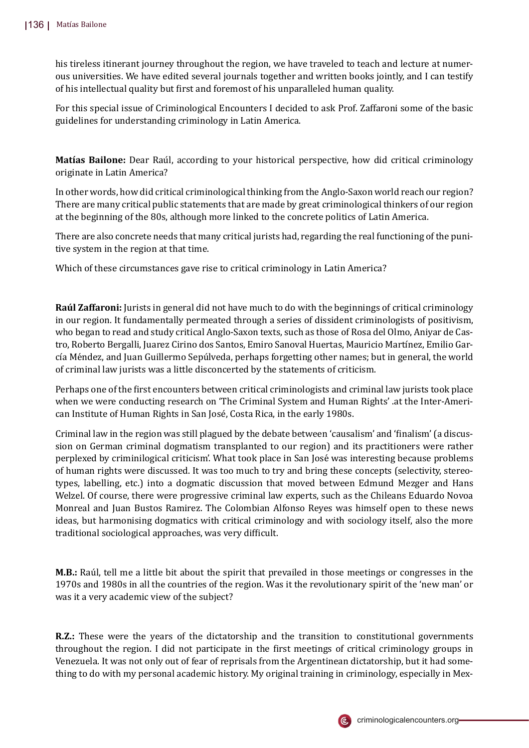his tireless itinerant journey throughout the region, we have traveled to teach and lecture at numerous universities. We have edited several journals together and written books jointly, and I can testify of his intellectual quality but first and foremost of his unparalleled human quality.

For this special issue of Criminological Encounters I decided to ask Prof. Zaffaroni some of the basic guidelines for understanding criminology in Latin America.

**Matías Bailone:** Dear Raúl, according to your historical perspective, how did critical criminology originate in Latin America?

In other words, how did critical criminological thinking from the Anglo-Saxon world reach our region? There are many critical public statements that are made by great criminological thinkers of our region at the beginning of the 80s, although more linked to the concrete politics of Latin America.

There are also concrete needs that many critical jurists had, regarding the real functioning of the punitive system in the region at that time.

Which of these circumstances gave rise to critical criminology in Latin America?

**Raúl Zaffaroni:** Jurists in general did not have much to do with the beginnings of critical criminology in our region. It fundamentally permeated through a series of dissident criminologists of positivism, who began to read and study critical Anglo-Saxon texts, such as those of Rosa del Olmo, Aniyar de Castro, Roberto Bergalli, Juarez Cirino dos Santos, Emiro Sanoval Huertas, Mauricio Martínez, Emilio García Méndez, and Juan Guillermo Sepúlveda, perhaps forgetting other names; but in general, the world of criminal law jurists was a little disconcerted by the statements of criticism.

Perhaps one of the first encounters between critical criminologists and criminal law jurists took place when we were conducting research on 'The Criminal System and Human Rights' .at the Inter-American Institute of Human Rights in San José, Costa Rica, in the early 1980s.

Criminal law in the region was still plagued by the debate between 'causalism' and 'finalism' (a discussion on German criminal dogmatism transplanted to our region) and its practitioners were rather perplexed by crimininilogical criticism'. What took place in San José was interesting because problems of human rights were discussed. It was too much to try and bring these concepts (selectivity, stereotypes, labelling, etc.) into a dogmatic discussion that moved between Edmund Mezger and Hans Welzel. Of course, there were progressive criminal law experts, such as the Chileans Eduardo Novoa Monreal and Juan Bustos Ramirez. The Colombian Alfonso Reyes was himself open to these news ideas, but harmonising dogmatics with critical criminology and with sociology itself, also the more traditional sociological approaches, was very difficult.

**M.B.:** Raúl, tell me a little bit about the spirit that prevailed in those meetings or congresses in the 1970s and 1980s in all the countries of the region. Was it the revolutionary spirit of the 'new man' or was it a very academic view of the subject?

**R.Z.:** These were the years of the dictatorship and the transition to constitutional governments throughout the region. I did not participate in the first meetings of critical criminology groups in Venezuela. It was not only out of fear of reprisals from the Argentinean dictatorship, but it had something to do with my personal academic history. My original training in criminology, especially in Mex-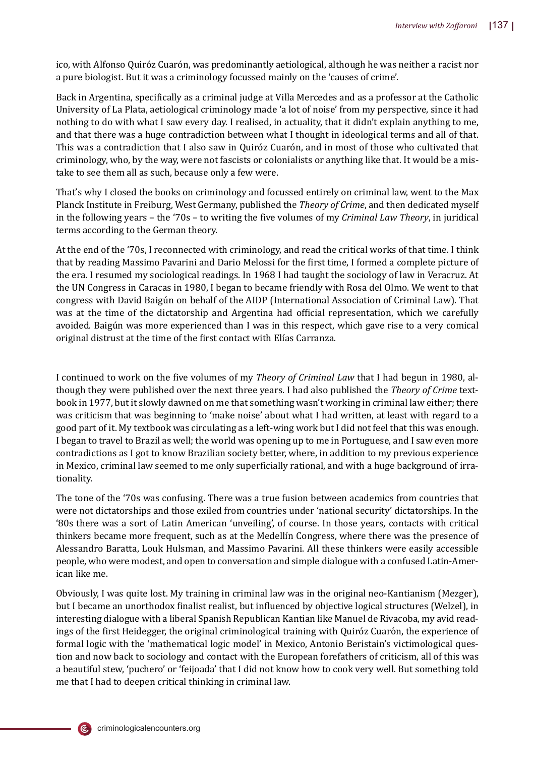ico, with Alfonso Quiróz Cuarón, was predominantly aetiological, although he was neither a racist nor a pure biologist. But it was a criminology focussed mainly on the 'causes of crime'.

Back in Argentina, specifically as a criminal judge at Villa Mercedes and as a professor at the Catholic University of La Plata, aetiological criminology made 'a lot of noise' from my perspective, since it had nothing to do with what I saw every day. I realised, in actuality, that it didn't explain anything to me, and that there was a huge contradiction between what I thought in ideological terms and all of that. This was a contradiction that I also saw in Quiróz Cuarón, and in most of those who cultivated that criminology, who, by the way, were not fascists or colonialists or anything like that. It would be a mistake to see them all as such, because only a few were.

That's why I closed the books on criminology and focussed entirely on criminal law, went to the Max Planck Institute in Freiburg, West Germany, published the *Theory of Crime*, and then dedicated myself in the following years – the '70s – to writing the five volumes of my *Criminal Law Theory*, in juridical terms according to the German theory.

At the end of the '70s, I reconnected with criminology, and read the critical works of that time. I think that by reading Massimo Pavarini and Dario Melossi for the first time, I formed a complete picture of the era. I resumed my sociological readings. In 1968 I had taught the sociology of law in Veracruz. At the UN Congress in Caracas in 1980, I began to became friendly with Rosa del Olmo. We went to that congress with David Baigún on behalf of the AIDP (International Association of Criminal Law). That was at the time of the dictatorship and Argentina had official representation, which we carefully avoided. Baigún was more experienced than I was in this respect, which gave rise to a very comical original distrust at the time of the first contact with Elías Carranza.

I continued to work on the five volumes of my *Theory of Criminal Law* that I had begun in 1980, although they were published over the next three years. I had also published the *Theory of Crime* textbook in 1977, but it slowly dawned on me that something wasn't working in criminal law either; there was criticism that was beginning to 'make noise' about what I had written, at least with regard to a good part of it. My textbook was circulating as a left-wing work but I did not feel that this was enough. I began to travel to Brazil as well; the world was opening up to me in Portuguese, and I saw even more contradictions as I got to know Brazilian society better, where, in addition to my previous experience in Mexico, criminal law seemed to me only superficially rational, and with a huge background of irrationality.

The tone of the '70s was confusing. There was a true fusion between academics from countries that were not dictatorships and those exiled from countries under 'national security' dictatorships. In the '80s there was a sort of Latin American 'unveiling', of course. In those years, contacts with critical thinkers became more frequent, such as at the Medellín Congress, where there was the presence of Alessandro Baratta, Louk Hulsman, and Massimo Pavarini. All these thinkers were easily accessible people, who were modest, and open to conversation and simple dialogue with a confused Latin-American like me.

Obviously, I was quite lost. My training in criminal law was in the original neo-Kantianism (Mezger), but I became an unorthodox finalist realist, but influenced by objective logical structures (Welzel), in interesting dialogue with a liberal Spanish Republican Kantian like Manuel de Rivacoba, my avid readings of the first Heidegger, the original criminological training with Quiróz Cuarón, the experience of formal logic with the 'mathematical logic model' in Mexico, Antonio Beristain's victimological question and now back to sociology and contact with the European forefathers of criticism, all of this was a beautiful stew, 'puchero' or 'feijoada' that I did not know how to cook very well. But something told me that I had to deepen critical thinking in criminal law.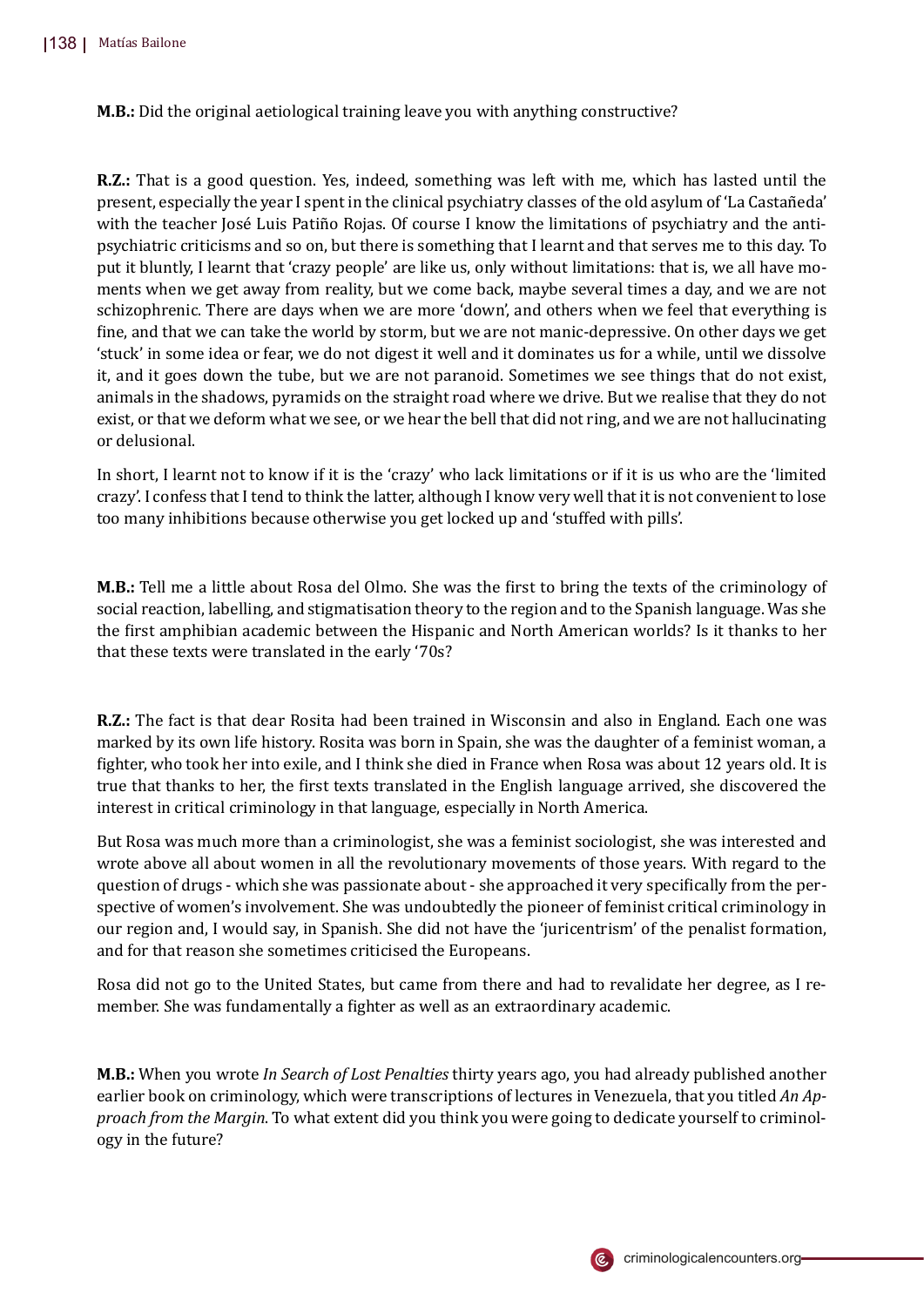**M.B.:** Did the original aetiological training leave you with anything constructive?

**R.Z.:** That is a good question. Yes, indeed, something was left with me, which has lasted until the present, especially the year I spent in the clinical psychiatry classes of the old asylum of 'La Castañeda' with the teacher José Luis Patiño Rojas. Of course I know the limitations of psychiatry and the anti-psychiatric criticisms and so on, but there is something that I learnt and that serves me to this day. To put it bluntly, I learnt that 'crazy people' are like us, only without limitations: that is, we all have moments when we get away from reality, but we come back, maybe several times a day, and we are not schizophrenic. There are days when we are more 'down', and others when we feel that everything is fine, and that we can take the world by storm, but we are not manic-depressive. On other days we get 'stuck' in some idea or fear, we do not digest it well and it dominates us for a while, until we dissolve it, and it goes down the tube, but we are not paranoid. Sometimes we see things that do not exist, animals in the shadows, pyramids on the straight road where we drive. But we realise that they do not exist, or that we deform what we see, or we hear the bell that did not ring, and we are not hallucinating or delusional.

In short, I learnt not to know if it is the 'crazy' who lack limitations or if it is us who are the 'limited crazy'. I confess that I tend to think the latter, although I know very well that it is not convenient to lose too many inhibitions because otherwise you get locked up and 'stuffed with pills'.

**M.B.:** Tell me a little about Rosa del Olmo. She was the first to bring the texts of the criminology of social reaction, labelling, and stigmatisation theory to the region and to the Spanish language. Was she the first amphibian academic between the Hispanic and North American worlds? Is it thanks to her that these texts were translated in the early '70s?

**R.Z.:** The fact is that dear Rosita had been trained in Wisconsin and also in England. Each one was marked by its own life history. Rosita was born in Spain, she was the daughter of a feminist woman, a fighter, who took her into exile, and I think she died in France when Rosa was about 12 years old. It is true that thanks to her, the first texts translated in the English language arrived, she discovered the interest in critical criminology in that language, especially in North America.

But Rosa was much more than a criminologist, she was a feminist sociologist, she was interested and wrote above all about women in all the revolutionary movements of those years. With regard to the question of drugs - which she was passionate about - she approached it very specifically from the perspective of women's involvement. She was undoubtedly the pioneer of feminist critical criminology in our region and, I would say, in Spanish. She did not have the 'juricentrism' of the penalist formation, and for that reason she sometimes criticised the Europeans.

Rosa did not go to the United States, but came from there and had to revalidate her degree, as I remember. She was fundamentally a fighter as well as an extraordinary academic.

**M.B.:** When you wrote *In Search of Lost Penalties* thirty years ago, you had already published another earlier book on criminology, which were transcriptions of lectures in Venezuela, that you titled *An Approach from the Margin*. To what extent did you think you were going to dedicate yourself to criminology in the future?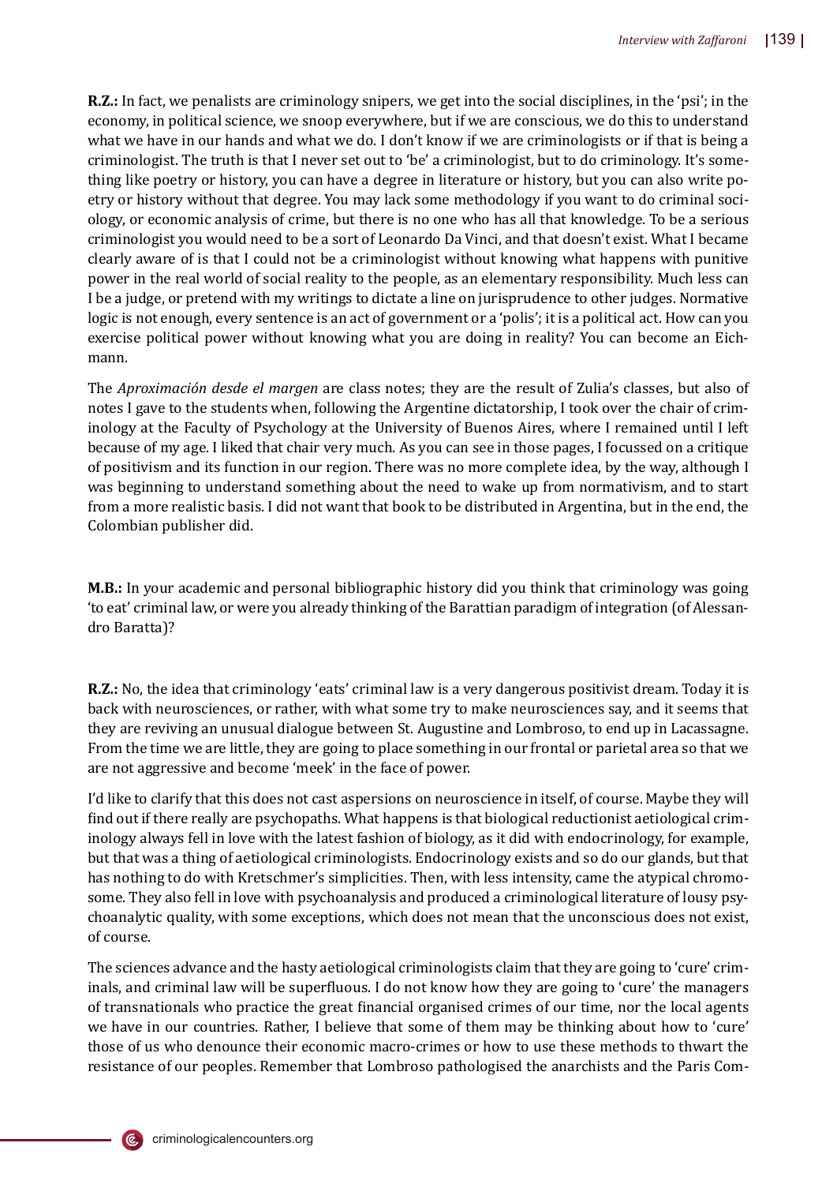**R.Z.:** In fact, we penalists are criminology snipers, we get into the social disciplines, in the 'psi'; in the economy, in political science, we snoop everywhere, but if we are conscious, we do this to understand what we have in our hands and what we do. I don't know if we are criminologists or if that is being a criminologist. The truth is that I never set out to 'be' a criminologist, but to do criminology. It's something like poetry or history, you can have a degree in literature or history, but you can also write poetry or history without that degree. You may lack some methodology if you want to do criminal sociology, or economic analysis of crime, but there is no one who has all that knowledge. To be a serious criminologist you would need to be a sort of Leonardo Da Vinci, and that doesn't exist. What I became clearly aware of is that I could not be a criminologist without knowing what happens with punitive power in the real world of social reality to the people, as an elementary responsibility. Much less can I be a judge, or pretend with my writings to dictate a line on jurisprudence to other judges. Normative logic is not enough, every sentence is an act of government or a 'polis'; it is a political act. How can you exercise political power without knowing what you are doing in reality? You can become an Eichmann.

The *Aproximación desde el margen* are class notes; they are the result of Zulia's classes, but also of notes I gave to the students when, following the Argentine dictatorship, I took over the chair of criminology at the Faculty of Psychology at the University of Buenos Aires, where I remained until I left because of my age. I liked that chair very much. As you can see in those pages, I focussed on a critique of positivism and its function in our region. There was no more complete idea, by the way, although I was beginning to understand something about the need to wake up from normativism, and to start from a more realistic basis. I did not want that book to be distributed in Argentina, but in the end, the Colombian publisher did.

**M.B.:** In your academic and personal bibliographic history did you think that criminology was going 'to eat' criminal law, or were you already thinking of the Barattian paradigm of integration (of Alessandro Baratta)?

**R.Z.:** No, the idea that criminology 'eats' criminal law is a very dangerous positivist dream. Today it is back with neurosciences, or rather, with what some try to make neurosciences say, and it seems that they are reviving an unusual dialogue between St. Augustine and Lombroso, to end up in Lacassagne. From the time we are little, they are going to place something in our frontal or parietal area so that we are not aggressive and become 'meek' in the face of power.

I'd like to clarify that this does not cast aspersions on neuroscience in itself, of course. Maybe they will find out if there really are psychopaths. What happens is that biological reductionist aetiological criminology always fell in love with the latest fashion of biology, as it did with endocrinology, for example, but that was a thing of aetiological criminologists. Endocrinology exists and so do our glands, but that has nothing to do with Kretschmer's simplicities. Then, with less intensity, came the atypical chromosome. They also fell in love with psychoanalysis and produced a criminological literature of lousy psychoanalytic quality, with some exceptions, which does not mean that the unconscious does not exist, of course.

The sciences advance and the hasty aetiological criminologists claim that they are going to 'cure' criminals, and criminal law will be superfluous. I do not know how they are going to 'cure' the managers of transnationals who practice the great financial organised crimes of our time, nor the local agents we have in our countries. Rather, I believe that some of them may be thinking about how to 'cure' those of us who denounce their economic macro-crimes or how to use these methods to thwart the resistance of our peoples. Remember that Lombroso pathologised the anarchists and the Paris Com-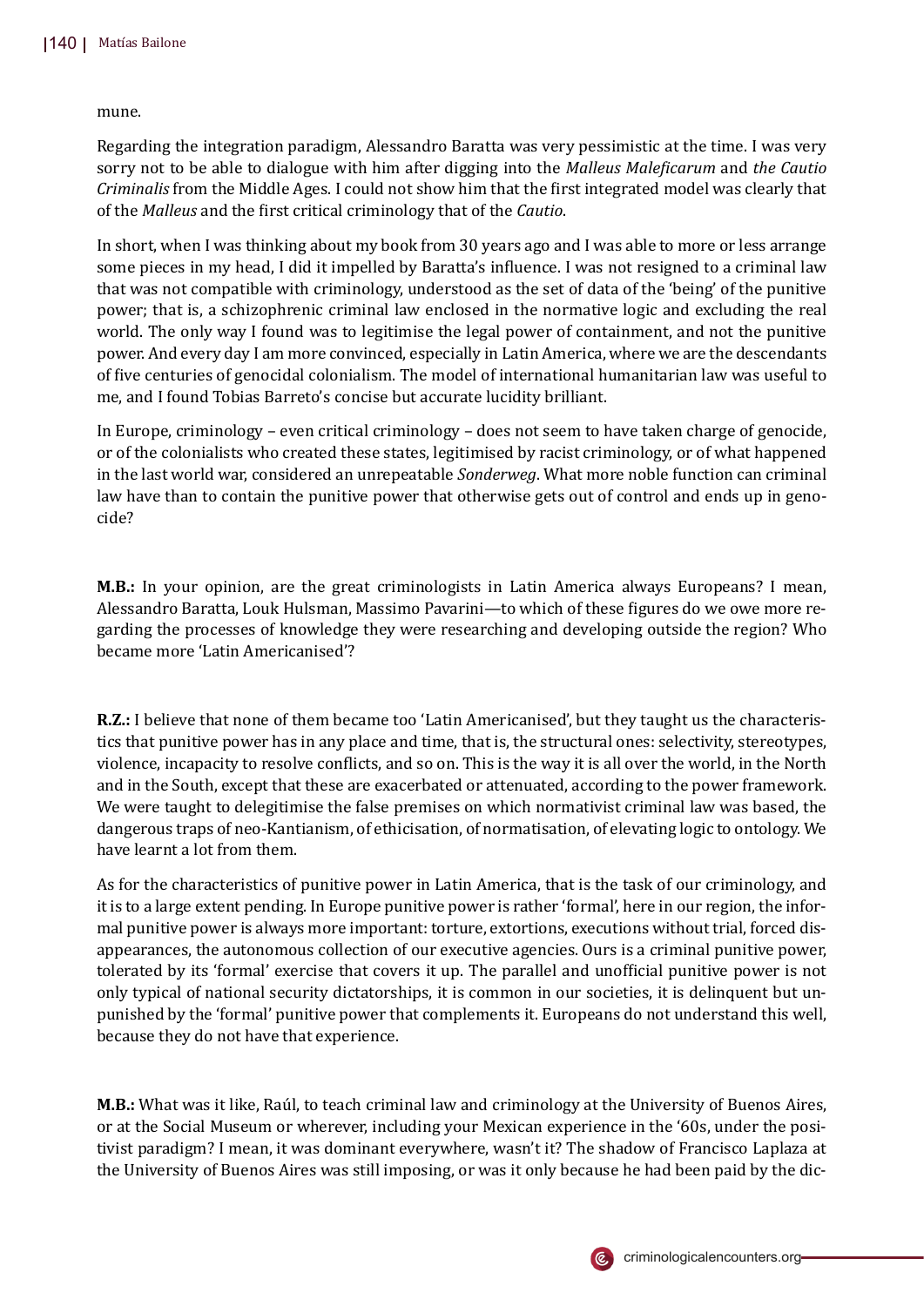mune.

Regarding the integration paradigm, Alessandro Baratta was very pessimistic at the time. I was very sorry not to be able to dialogue with him after digging into the *Malleus Maleficarum* and *the Cautio Criminalis* from the Middle Ages. I could not show him that the first integrated model was clearly that of the *Malleus* and the first critical criminology that of the *Cautio*.

In short, when I was thinking about my book from 30 years ago and I was able to more or less arrange some pieces in my head, I did it impelled by Baratta's influence. I was not resigned to a criminal law that was not compatible with criminology, understood as the set of data of the 'being' of the punitive power; that is, a schizophrenic criminal law enclosed in the normative logic and excluding the real world. The only way I found was to legitimise the legal power of containment, and not the punitive power. And every day I am more convinced, especially in Latin America, where we are the descendants of five centuries of genocidal colonialism. The model of international humanitarian law was useful to me, and I found Tobias Barreto's concise but accurate lucidity brilliant.

In Europe, criminology – even critical criminology – does not seem to have taken charge of genocide, or of the colonialists who created these states, legitimised by racist criminology, or of what happened in the last world war, considered an unrepeatable *Sonderweg*. What more noble function can criminal law have than to contain the punitive power that otherwise gets out of control and ends up in genocide?

**M.B.:** In your opinion, are the great criminologists in Latin America always Europeans? I mean, Alessandro Baratta, Louk Hulsman, Massimo Pavarini—to which of these figures do we owe more regarding the processes of knowledge they were researching and developing outside the region? Who became more 'Latin Americanised'?

**R.Z.:** I believe that none of them became too 'Latin Americanised', but they taught us the characteristics that punitive power has in any place and time, that is, the structural ones: selectivity, stereotypes, violence, incapacity to resolve conflicts, and so on. This is the way it is all over the world, in the North and in the South, except that these are exacerbated or attenuated, according to the power framework. We were taught to delegitimise the false premises on which normativist criminal law was based, the dangerous traps of neo-Kantianism, of ethicisation, of normatisation, of elevating logic to ontology. We have learnt a lot from them.

As for the characteristics of punitive power in Latin America, that is the task of our criminology, and it is to a large extent pending. In Europe punitive power is rather 'formal', here in our region, the informal punitive power is always more important: torture, extortions, executions without trial, forced disappearances, the autonomous collection of our executive agencies. Ours is a criminal punitive power, tolerated by its 'formal' exercise that covers it up. The parallel and unofficial punitive power is not only typical of national security dictatorships, it is common in our societies, it is delinquent but unpunished by the 'formal' punitive power that complements it. Europeans do not understand this well, because they do not have that experience.

**M.B.:** What was it like, Raúl, to teach criminal law and criminology at the University of Buenos Aires, or at the Social Museum or wherever, including your Mexican experience in the '60s, under the positivist paradigm? I mean, it was dominant everywhere, wasn't it? The shadow of Francisco Laplaza at the University of Buenos Aires was still imposing, or was it only because he had been paid by the dic-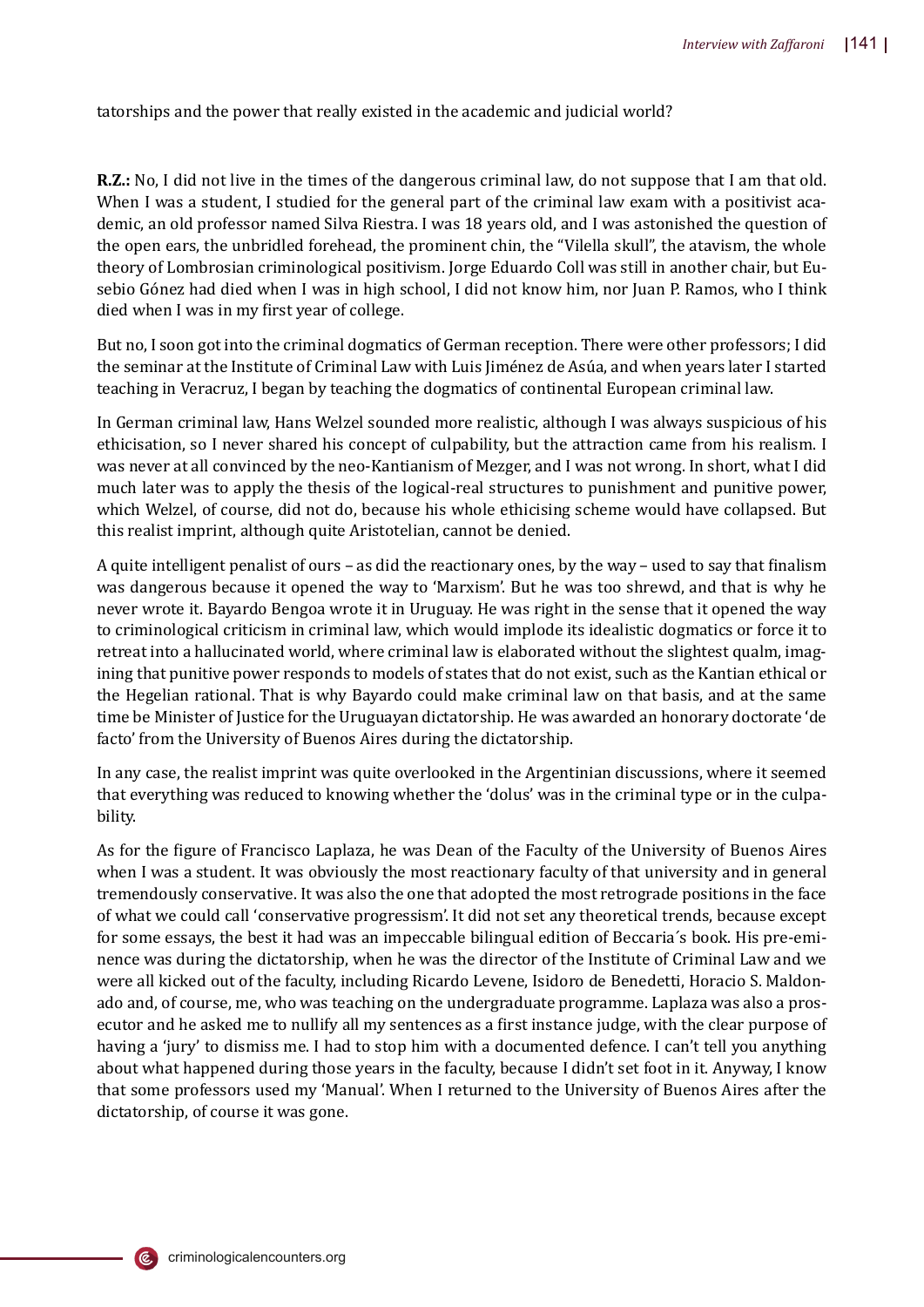tatorships and the power that really existed in the academic and judicial world?

**R.Z.:** No, I did not live in the times of the dangerous criminal law, do not suppose that I am that old. When I was a student, I studied for the general part of the criminal law exam with a positivist academic, an old professor named Silva Riestra. I was 18 years old, and I was astonished the question of the open ears, the unbridled forehead, the prominent chin, the "Vilella skull", the atavism, the whole theory of Lombrosian criminological positivism. Jorge Eduardo Coll was still in another chair, but Eusebio Gónez had died when I was in high school, I did not know him, nor Juan P. Ramos, who I think died when I was in my first year of college.

But no, I soon got into the criminal dogmatics of German reception. There were other professors; I did the seminar at the Institute of Criminal Law with Luis Jiménez de Asúa, and when years later I started teaching in Veracruz, I began by teaching the dogmatics of continental European criminal law.

In German criminal law, Hans Welzel sounded more realistic, although I was always suspicious of his ethicisation, so I never shared his concept of culpability, but the attraction came from his realism. I was never at all convinced by the neo-Kantianism of Mezger, and I was not wrong. In short, what I did much later was to apply the thesis of the logical-real structures to punishment and punitive power, which Welzel, of course, did not do, because his whole ethicising scheme would have collapsed. But this realist imprint, although quite Aristotelian, cannot be denied.

A quite intelligent penalist of ours – as did the reactionary ones, by the way – used to say that finalism was dangerous because it opened the way to 'Marxism'. But he was too shrewd, and that is why he never wrote it. Bayardo Bengoa wrote it in Uruguay. He was right in the sense that it opened the way to criminological criticism in criminal law, which would implode its idealistic dogmatics or force it to retreat into a hallucinated world, where criminal law is elaborated without the slightest qualm, imagining that punitive power responds to models of states that do not exist, such as the Kantian ethical or the Hegelian rational. That is why Bayardo could make criminal law on that basis, and at the same time be Minister of Justice for the Uruguayan dictatorship. He was awarded an honorary doctorate 'de facto' from the University of Buenos Aires during the dictatorship.

In any case, the realist imprint was quite overlooked in the Argentinian discussions, where it seemed that everything was reduced to knowing whether the 'dolus' was in the criminal type or in the culpability.

As for the figure of Francisco Laplaza, he was Dean of the Faculty of the University of Buenos Aires when I was a student. It was obviously the most reactionary faculty of that university and in general tremendously conservative. It was also the one that adopted the most retrograde positions in the face of what we could call 'conservative progressism'. It did not set any theoretical trends, because except for some essays, the best it had was an impeccable bilingual edition of Beccaria´s book. His pre-eminence was during the dictatorship, when he was the director of the Institute of Criminal Law and we were all kicked out of the faculty, including Ricardo Levene, Isidoro de Benedetti, Horacio S. Maldonado and, of course, me, who was teaching on the undergraduate programme. Laplaza was also a prosecutor and he asked me to nullify all my sentences as a first instance judge, with the clear purpose of having a 'jury' to dismiss me. I had to stop him with a documented defence. I can't tell you anything about what happened during those years in the faculty, because I didn't set foot in it. Anyway, I know that some professors used my 'Manual'. When I returned to the University of Buenos Aires after the dictatorship, of course it was gone.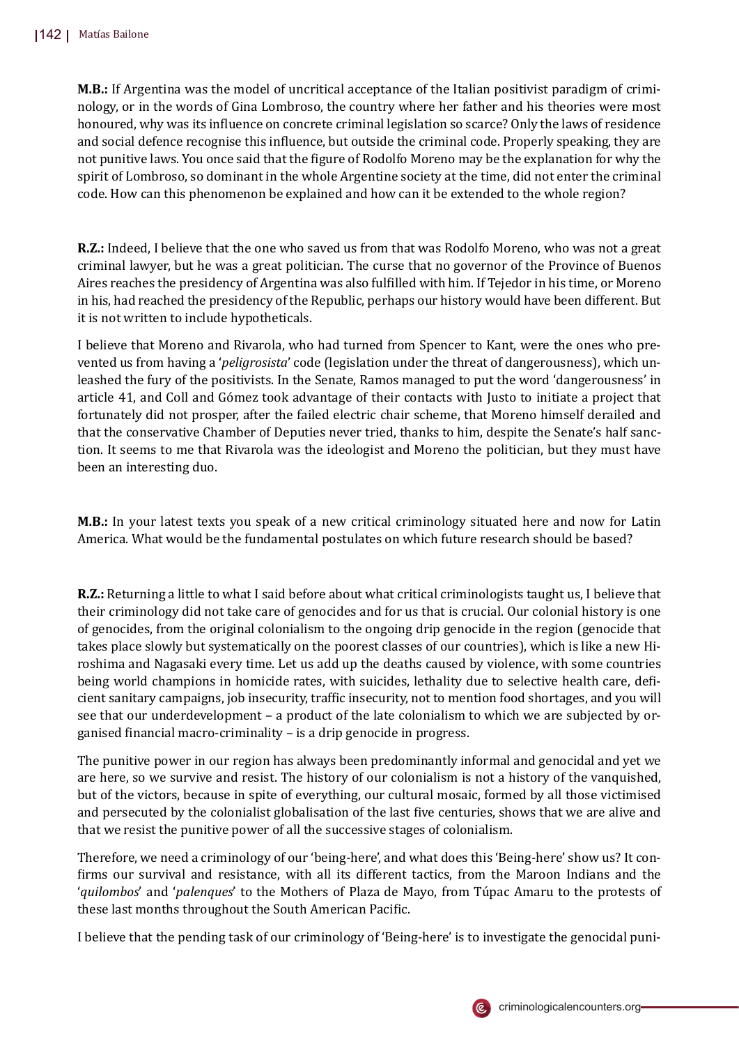**M.B.:** If Argentina was the model of uncritical acceptance of the Italian positivist paradigm of criminology, or in the words of Gina Lombroso, the country where her father and his theories were most honoured, why was its influence on concrete criminal legislation so scarce? Only the laws of residence and social defence recognise this influence, but outside the criminal code. Properly speaking, they are not punitive laws. You once said that the figure of Rodolfo Moreno may be the explanation for why the spirit of Lombroso, so dominant in the whole Argentine society at the time, did not enter the criminal code. How can this phenomenon be explained and how can it be extended to the whole region?

**R.Z.:** Indeed, I believe that the one who saved us from that was Rodolfo Moreno, who was not a great criminal lawyer, but he was a great politician. The curse that no governor of the Province of Buenos Aires reaches the presidency of Argentina was also fulfilled with him. If Tejedor in his time, or Moreno in his, had reached the presidency of the Republic, perhaps our history would have been different. But it is not written to include hypotheticals.

I believe that Moreno and Rivarola, who had turned from Spencer to Kant, were the ones who prevented us from having a '*peligrosista*' code (legislation under the threat of dangerousness), which unleashed the fury of the positivists. In the Senate, Ramos managed to put the word 'dangerousness' in article 41, and Coll and Gómez took advantage of their contacts with Justo to initiate a project that fortunately did not prosper, after the failed electric chair scheme, that Moreno himself derailed and that the conservative Chamber of Deputies never tried, thanks to him, despite the Senate's half sanction. It seems to me that Rivarola was the ideologist and Moreno the politician, but they must have been an interesting duo.

**M.B.:** In your latest texts you speak of a new critical criminology situated here and now for Latin America. What would be the fundamental postulates on which future research should be based?

**R.Z.:** Returning a little to what I said before about what critical criminologists taught us, I believe that their criminology did not take care of genocides and for us that is crucial. Our colonial history is one of genocides, from the original colonialism to the ongoing drip genocide in the region (genocide that takes place slowly but systematically on the poorest classes of our countries), which is like a new Hiroshima and Nagasaki every time. Let us add up the deaths caused by violence, with some countries being world champions in homicide rates, with suicides, lethality due to selective health care, deficient sanitary campaigns, job insecurity, traffic insecurity, not to mention food shortages, and you will see that our underdevelopment – a product of the late colonialism to which we are subjected by organised financial macro-criminality – is a drip genocide in progress.

The punitive power in our region has always been predominantly informal and genocidal and yet we are here, so we survive and resist. The history of our colonialism is not a history of the vanquished, but of the victors, because in spite of everything, our cultural mosaic, formed by all those victimised and persecuted by the colonialist globalisation of the last five centuries, shows that we are alive and that we resist the punitive power of all the successive stages of colonialism.

Therefore, we need a criminology of our 'being-here', and what does this 'Being-here' show us? It confirms our survival and resistance, with all its different tactics, from the Maroon Indians and the '*quilombos*' and '*palenques*' to the Mothers of Plaza de Mayo, from Túpac Amaru to the protests of these last months throughout the South American Pacific.

I believe that the pending task of our criminology of 'Being-here' is to investigate the genocidal puni-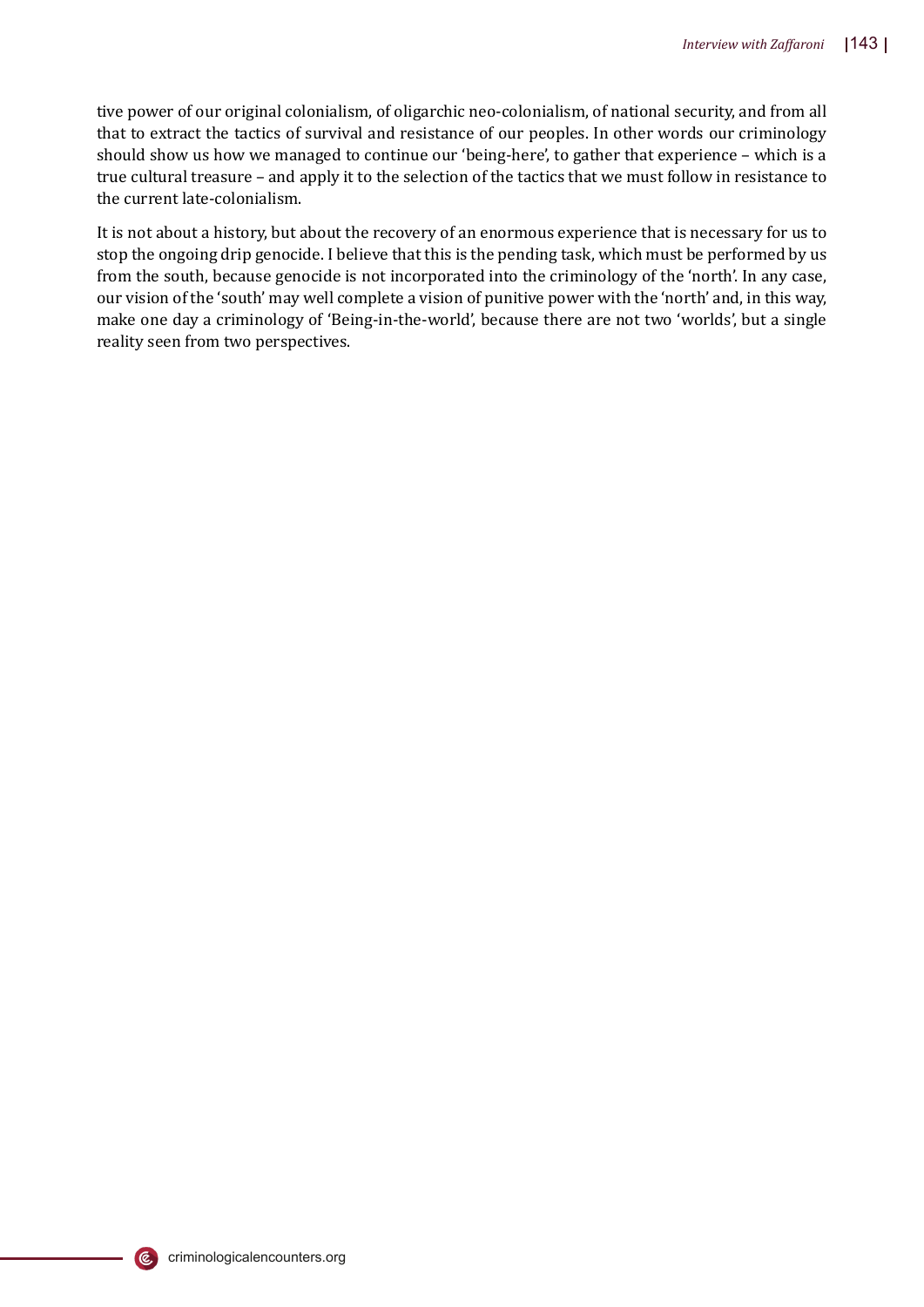tive power of our original colonialism, of oligarchic neo-colonialism, of national security, and from all that to extract the tactics of survival and resistance of our peoples. In other words our criminology should show us how we managed to continue our 'being-here', to gather that experience – which is a true cultural treasure – and apply it to the selection of the tactics that we must follow in resistance to the current late-colonialism.

It is not about a history, but about the recovery of an enormous experience that is necessary for us to stop the ongoing drip genocide. I believe that this is the pending task, which must be performed by us from the south, because genocide is not incorporated into the criminology of the 'north'. In any case, our vision of the 'south' may well complete a vision of punitive power with the 'north' and, in this way, make one day a criminology of 'Being-in-the-world', because there are not two 'worlds', but a single reality seen from two perspectives.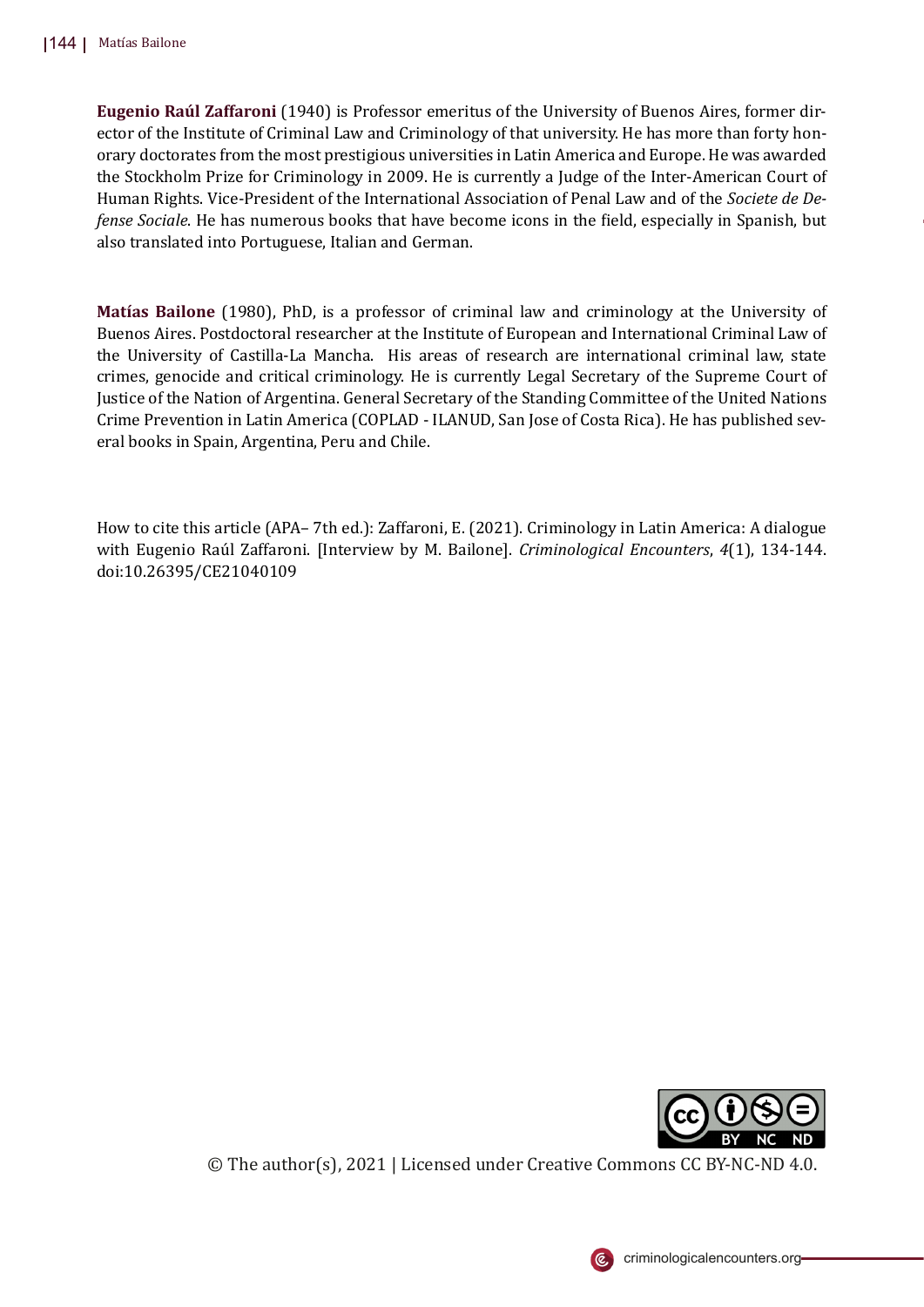**Eugenio Raúl Zaffaroni** (1940) is Professor emeritus of the University of Buenos Aires, former director of the Institute of Criminal Law and Criminology of that university. He has more than forty honorary doctorates from the most prestigious universities in Latin America and Europe. He was awarded the Stockholm Prize for Criminology in 2009. He is currently a Judge of the Inter-American Court of Human Rights. Vice-President of the International Association of Penal Law and of the *Societe de Defense Sociale*. He has numerous books that have become icons in the field, especially in Spanish, but also translated into Portuguese, Italian and German.

**Matías Bailone** (1980), PhD, is a professor of criminal law and criminology at the University of Buenos Aires. Postdoctoral researcher at the Institute of European and International Criminal Law of the University of Castilla-La Mancha. His areas of research are international criminal law, state crimes, genocide and critical criminology. He is currently Legal Secretary of the Supreme Court of Justice of the Nation of Argentina. General Secretary of the Standing Committee of the United Nations Crime Prevention in Latin America (COPLAD - ILANUD, San Jose of Costa Rica). He has published several books in Spain, Argentina, Peru and Chile.

How to cite this article (APA– 7th ed.): Zaffaroni, E. (2021). Criminology in Latin America: A dialogue with Eugenio Raúl Zaffaroni. [Interview by M. Bailone]. *Criminological Encounters*, *4*(1), 134-144. doi:10.26395/CE21040109

© The author(s), 2021 | Licensed under Creative Commons CC BY-NC-ND 4.0.